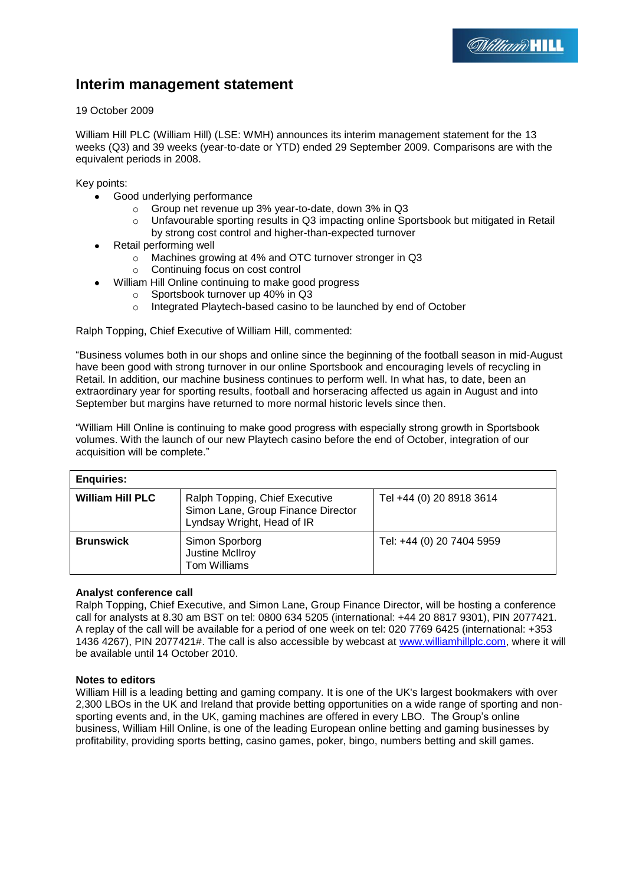# Interim management statement

19 October 2009

William Hill PLC (William Hill) (LSE: WMH) announces its interim management statement for the 13 weeks (Q3) and 39 weeks (year-to-date or YTD) ended 29 September 2009. Comparisons are with the equivalent periods in 2008.

Key points:

- Good underlying performance
  - Group net revenue up 3% year-to-date, down 3% in Q3
  - Unfavourable sporting results in Q3 impacting online Sportsbook but mitigated in Retail by strong cost control and higher-than-expected turnover
- Retail performing well
  - Machines growing at 4% and OTC turnover stronger in Q3
  - Continuing focus on cost control
- William Hill Online continuing to make good progress
  - Sportsbook turnover up 40% in Q3
  - Integrated Playtech-based casino to be launched by end of October

Ralph Topping, Chief Executive of William Hill, commented:

"Business volumes both in our shops and online since the beginning of the football season in mid-August have been good with strong turnover in our online Sportsbook and encouraging levels of recycling in Retail. In addition, our machine business continues to perform well. In what has, to date, been an extraordinary year for sporting results, football and horseracing affected us again in August and into September but margins have returned to more normal historic levels since then.

"William Hill Online is continuing to make good progress with especially strong growth in Sportsbook volumes. With the launch of our new Playtech casino before the end of October, integration of our acquisition will be complete."

| **Enquiries:** | | |
|---|---|---|
| **William Hill PLC** | Ralph Topping, Chief Executive<br>Simon Lane, Group Finance Director<br>Lyndsay Wright, Head of IR | Tel +44 (0) 20 8918 3614 |
| **Brunswick** | Simon Sporborg<br>Justine McIlroy<br>Tom Williams | Tel: +44 (0) 20 7404 5959 |

**Analyst conference call**

Ralph Topping, Chief Executive, and Simon Lane, Group Finance Director, will be hosting a conference call for analysts at 8.30 am BST on tel: 0800 634 5205 (international: +44 20 8817 9301), PIN 2077421. A replay of the call will be available for a period of one week on tel: 020 7769 6425 (international: +353 1436 4267), PIN 2077421#. The call is also accessible by webcast at www.williamhillplc.com, where it will be available until 14 October 2010.

**Notes to editors**

William Hill is a leading betting and gaming company. It is one of the UK's largest bookmakers with over 2,300 LBOs in the UK and Ireland that provide betting opportunities on a wide range of sporting and non-sporting events and, in the UK, gaming machines are offered in every LBO. The Group's online business, William Hill Online, is one of the leading European online betting and gaming businesses by profitability, providing sports betting, casino games, poker, bingo, numbers betting and skill games.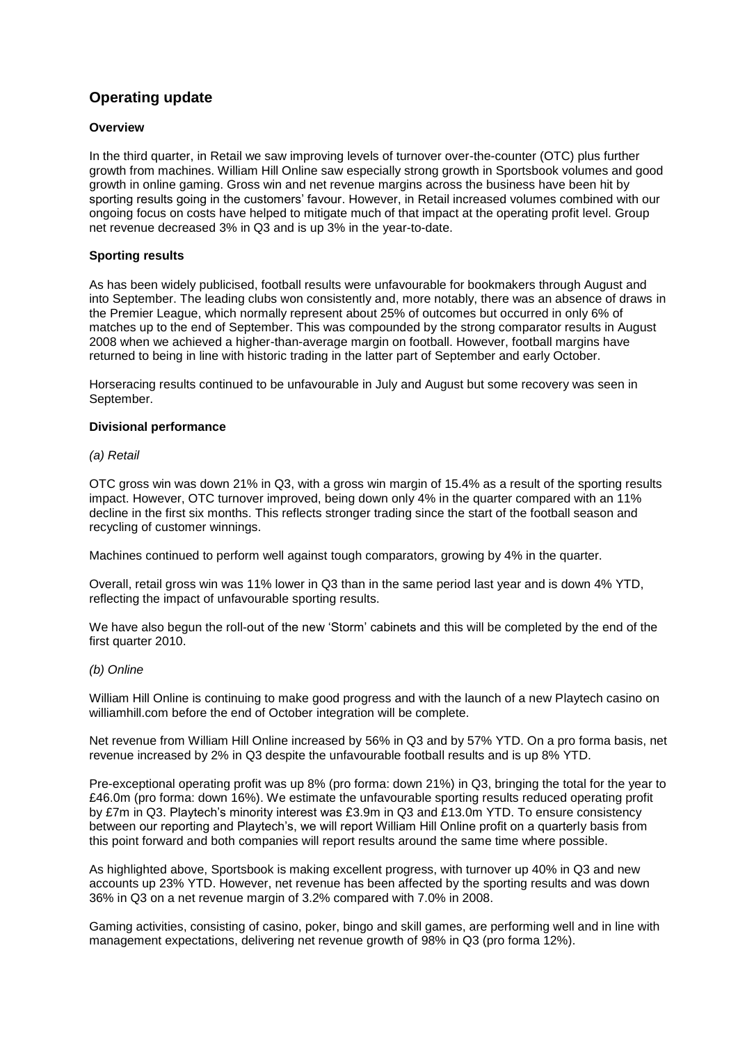## Operating update

### Overview

In the third quarter, in Retail we saw improving levels of turnover over-the-counter (OTC) plus further growth from machines. William Hill Online saw especially strong growth in Sportsbook volumes and good growth in online gaming. Gross win and net revenue margins across the business have been hit by sporting results going in the customers' favour. However, in Retail increased volumes combined with our ongoing focus on costs have helped to mitigate much of that impact at the operating profit level. Group net revenue decreased 3% in Q3 and is up 3% in the year-to-date.

### Sporting results

As has been widely publicised, football results were unfavourable for bookmakers through August and into September. The leading clubs won consistently and, more notably, there was an absence of draws in the Premier League, which normally represent about 25% of outcomes but occurred in only 6% of matches up to the end of September. This was compounded by the strong comparator results in August 2008 when we achieved a higher-than-average margin on football. However, football margins have returned to being in line with historic trading in the latter part of September and early October.

Horseracing results continued to be unfavourable in July and August but some recovery was seen in September.

### Divisional performance

*(a) Retail*

OTC gross win was down 21% in Q3, with a gross win margin of 15.4% as a result of the sporting results impact. However, OTC turnover improved, being down only 4% in the quarter compared with an 11% decline in the first six months. This reflects stronger trading since the start of the football season and recycling of customer winnings.

Machines continued to perform well against tough comparators, growing by 4% in the quarter.

Overall, retail gross win was 11% lower in Q3 than in the same period last year and is down 4% YTD, reflecting the impact of unfavourable sporting results.

We have also begun the roll-out of the new 'Storm' cabinets and this will be completed by the end of the first quarter 2010.

*(b) Online*

William Hill Online is continuing to make good progress and with the launch of a new Playtech casino on williamhill.com before the end of October integration will be complete.

Net revenue from William Hill Online increased by 56% in Q3 and by 57% YTD. On a pro forma basis, net revenue increased by 2% in Q3 despite the unfavourable football results and is up 8% YTD.

Pre-exceptional operating profit was up 8% (pro forma: down 21%) in Q3, bringing the total for the year to £46.0m (pro forma: down 16%). We estimate the unfavourable sporting results reduced operating profit by £7m in Q3. Playtech's minority interest was £3.9m in Q3 and £13.0m YTD. To ensure consistency between our reporting and Playtech's, we will report William Hill Online profit on a quarterly basis from this point forward and both companies will report results around the same time where possible.

As highlighted above, Sportsbook is making excellent progress, with turnover up 40% in Q3 and new accounts up 23% YTD. However, net revenue has been affected by the sporting results and was down 36% in Q3 on a net revenue margin of 3.2% compared with 7.0% in 2008.

Gaming activities, consisting of casino, poker, bingo and skill games, are performing well and in line with management expectations, delivering net revenue growth of 98% in Q3 (pro forma 12%).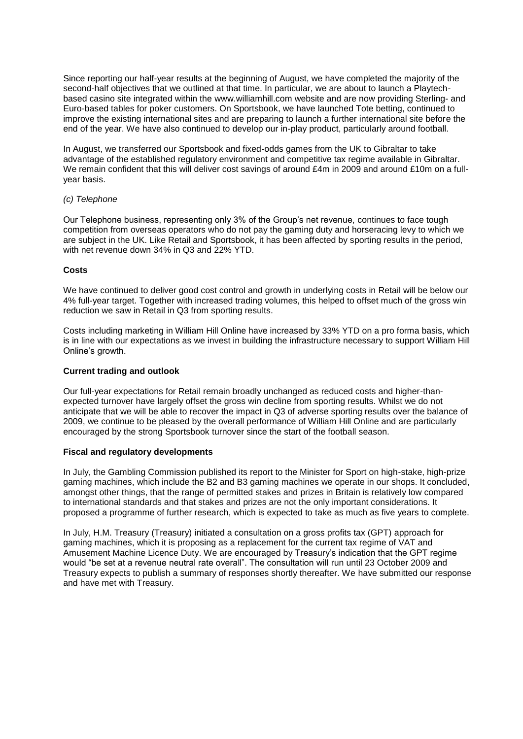Since reporting our half-year results at the beginning of August, we have completed the majority of the second-half objectives that we outlined at that time. In particular, we are about to launch a Playtech-based casino site integrated within the www.williamhill.com website and are now providing Sterling- and Euro-based tables for poker customers. On Sportsbook, we have launched Tote betting, continued to improve the existing international sites and are preparing to launch a further international site before the end of the year. We have also continued to develop our in-play product, particularly around football.

In August, we transferred our Sportsbook and fixed-odds games from the UK to Gibraltar to take advantage of the established regulatory environment and competitive tax regime available in Gibraltar. We remain confident that this will deliver cost savings of around £4m in 2009 and around £10m on a full-year basis.

*(c) Telephone*

Our Telephone business, representing only 3% of the Group's net revenue, continues to face tough competition from overseas operators who do not pay the gaming duty and horseracing levy to which we are subject in the UK. Like Retail and Sportsbook, it has been affected by sporting results in the period, with net revenue down 34% in Q3 and 22% YTD.

**Costs**

We have continued to deliver good cost control and growth in underlying costs in Retail will be below our 4% full-year target. Together with increased trading volumes, this helped to offset much of the gross win reduction we saw in Retail in Q3 from sporting results.

Costs including marketing in William Hill Online have increased by 33% YTD on a pro forma basis, which is in line with our expectations as we invest in building the infrastructure necessary to support William Hill Online's growth.

**Current trading and outlook**

Our full-year expectations for Retail remain broadly unchanged as reduced costs and higher-than-expected turnover have largely offset the gross win decline from sporting results. Whilst we do not anticipate that we will be able to recover the impact in Q3 of adverse sporting results over the balance of 2009, we continue to be pleased by the overall performance of William Hill Online and are particularly encouraged by the strong Sportsbook turnover since the start of the football season.

**Fiscal and regulatory developments**

In July, the Gambling Commission published its report to the Minister for Sport on high-stake, high-prize gaming machines, which include the B2 and B3 gaming machines we operate in our shops. It concluded, amongst other things, that the range of permitted stakes and prizes in Britain is relatively low compared to international standards and that stakes and prizes are not the only important considerations. It proposed a programme of further research, which is expected to take as much as five years to complete.

In July, H.M. Treasury (Treasury) initiated a consultation on a gross profits tax (GPT) approach for gaming machines, which it is proposing as a replacement for the current tax regime of VAT and Amusement Machine Licence Duty. We are encouraged by Treasury's indication that the GPT regime would "be set at a revenue neutral rate overall". The consultation will run until 23 October 2009 and Treasury expects to publish a summary of responses shortly thereafter. We have submitted our response and have met with Treasury.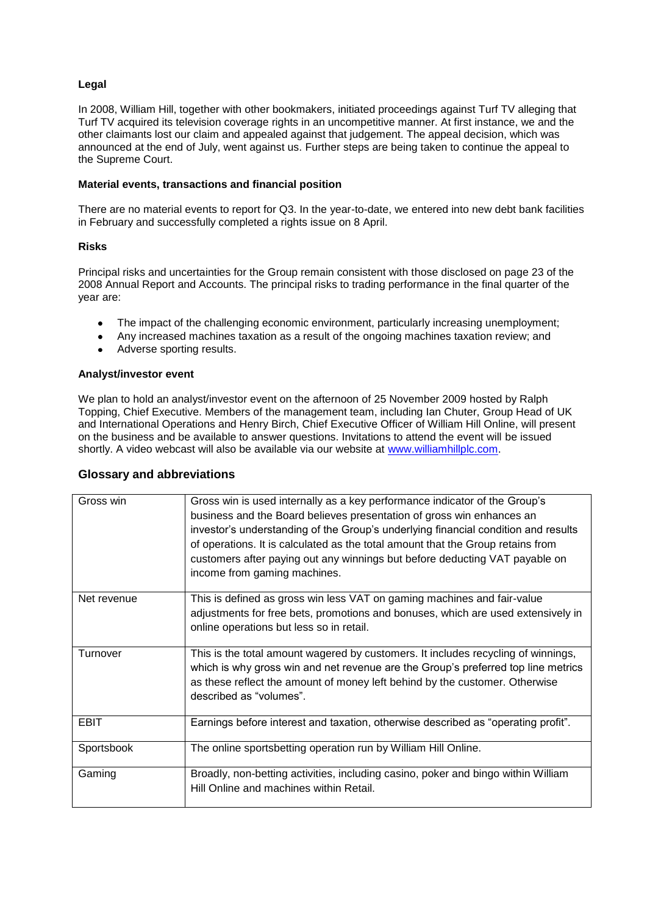**Legal**

In 2008, William Hill, together with other bookmakers, initiated proceedings against Turf TV alleging that Turf TV acquired its television coverage rights in an uncompetitive manner. At first instance, we and the other claimants lost our claim and appealed against that judgement. The appeal decision, which was announced at the end of July, went against us. Further steps are being taken to continue the appeal to the Supreme Court.

**Material events, transactions and financial position**

There are no material events to report for Q3. In the year-to-date, we entered into new debt bank facilities in February and successfully completed a rights issue on 8 April.

**Risks**

Principal risks and uncertainties for the Group remain consistent with those disclosed on page 23 of the 2008 Annual Report and Accounts. The principal risks to trading performance in the final quarter of the year are:

- The impact of the challenging economic environment, particularly increasing unemployment;
- Any increased machines taxation as a result of the ongoing machines taxation review; and
- Adverse sporting results.

**Analyst/investor event**

We plan to hold an analyst/investor event on the afternoon of 25 November 2009 hosted by Ralph Topping, Chief Executive. Members of the management team, including Ian Chuter, Group Head of UK and International Operations and Henry Birch, Chief Executive Officer of William Hill Online, will present on the business and be available to answer questions. Invitations to attend the event will be issued shortly. A video webcast will also be available via our website at www.williamhillplc.com.

## Glossary and abbreviations

| | |
|---|---|
| Gross win | Gross win is used internally as a key performance indicator of the Group's business and the Board believes presentation of gross win enhances an investor's understanding of the Group's underlying financial condition and results of operations. It is calculated as the total amount that the Group retains from customers after paying out any winnings but before deducting VAT payable on income from gaming machines. |
| Net revenue | This is defined as gross win less VAT on gaming machines and fair-value adjustments for free bets, promotions and bonuses, which are used extensively in online operations but less so in retail. |
| Turnover | This is the total amount wagered by customers. It includes recycling of winnings, which is why gross win and net revenue are the Group's preferred top line metrics as these reflect the amount of money left behind by the customer. Otherwise described as "volumes". |
| EBIT | Earnings before interest and taxation, otherwise described as "operating profit". |
| Sportsbook | The online sportsbetting operation run by William Hill Online. |
| Gaming | Broadly, non-betting activities, including casino, poker and bingo within William Hill Online and machines within Retail. |